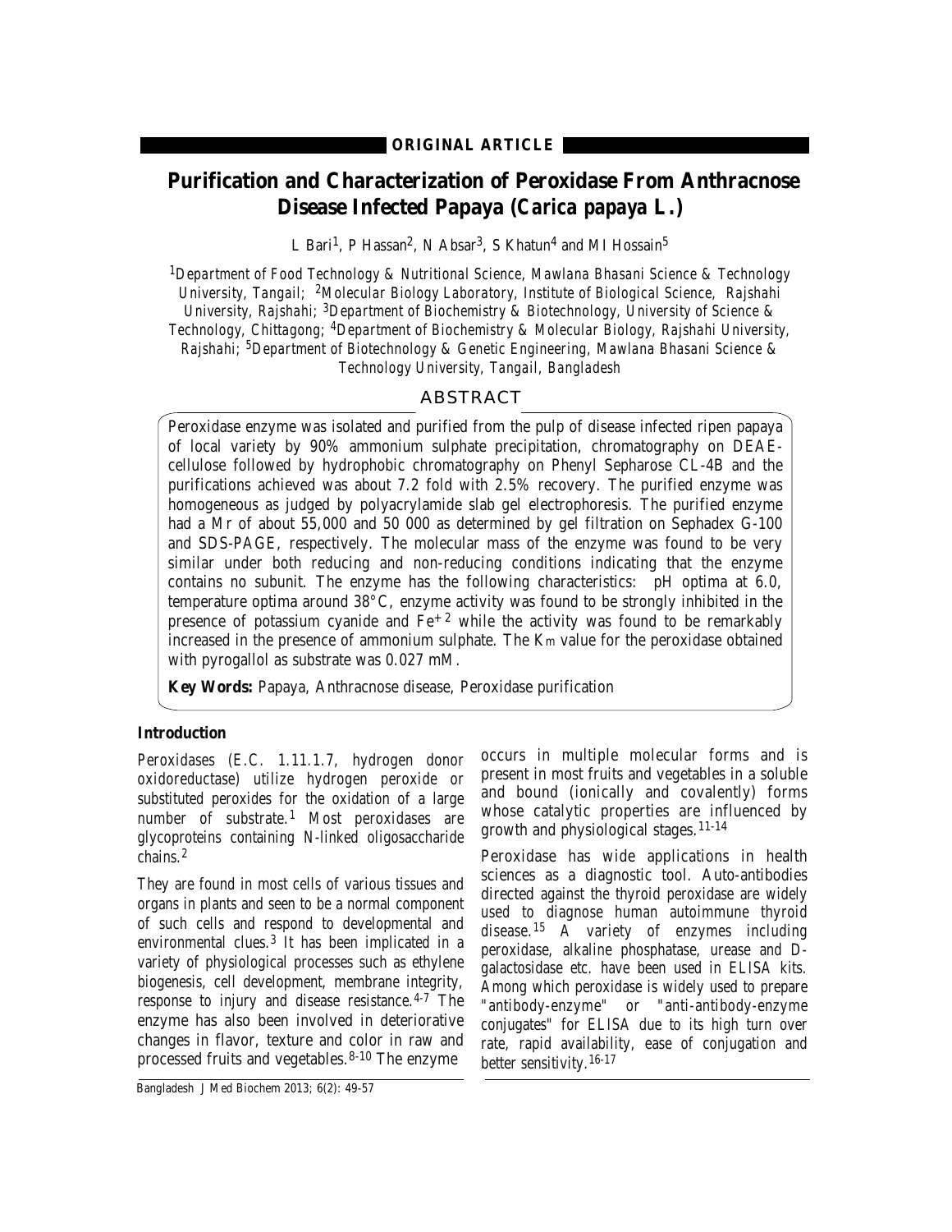**ORIGINAL ARTICLE**

# Purification and Characterization of Peroxidase From Anthracnose Disease Infected Papaya (*Carica papaya L.*)

L Bari[1], P Hassan[2], N Absar[3], S Khatun[4] and MI Hossain[5]

[1]Department of Food Technology & Nutritional Science, Mawlana Bhasani Science & Technology University, Tangail; [2]Molecular Biology Laboratory, Institute of Biological Science, Rajshahi University, Rajshahi; [3]Department of Biochemistry & Biotechnology, University of Science & Technology, Chittagong; [4]Department of Biochemistry & Molecular Biology, Rajshahi University, Rajshahi; [5]Department of Biotechnology & Genetic Engineering, Mawlana Bhasani Science & Technology University, Tangail, Bangladesh

## ABSTRACT

Peroxidase enzyme was isolated and purified from the pulp of disease infected ripen papaya of local variety by 90% ammonium sulphate precipitation, chromatography on DEAE-cellulose followed by hydrophobic chromatography on Phenyl Sepharose CL-4B and the purifications achieved was about 7.2 fold with 2.5% recovery. The purified enzyme was homogeneous as judged by polyacrylamide slab gel electrophoresis. The purified enzyme had a Mr of about 55,000 and 50 000 as determined by gel filtration on Sephadex G-100 and SDS-PAGE, respectively. The molecular mass of the enzyme was found to be very similar under both reducing and non-reducing conditions indicating that the enzyme contains no subunit. The enzyme has the following characteristics: pH optima at 6.0, temperature optima around 38°C, enzyme activity was found to be strongly inhibited in the presence of potassium cyanide and $Fe^{+2}$ while the activity was found to be remarkably increased in the presence of ammonium sulphate. The $K_m$ value for the peroxidase obtained with pyrogallol as substrate was 0.027 mM.

**Key Words:** Papaya, Anthracnose disease, Peroxidase purification

### Introduction

Peroxidases (E.C. 1.11.1.7, hydrogen donor oxidoreductase) utilize hydrogen peroxide or substituted peroxides for the oxidation of a large number of substrate.[1] Most peroxidases are glycoproteins containing N-linked oligosaccharide chains.[2]

They are found in most cells of various tissues and organs in plants and seen to be a normal component of such cells and respond to developmental and environmental clues.[3] It has been implicated in a variety of physiological processes such as ethylene biogenesis, cell development, membrane integrity, response to injury and disease resistance.[4-7] The enzyme has also been involved in deteriorative changes in flavor, texture and color in raw and processed fruits and vegetables.[8-10] The enzyme occurs in multiple molecular forms and is present in most fruits and vegetables in a soluble and bound (ionically and covalently) forms whose catalytic properties are influenced by growth and physiological stages.[11-14]

Peroxidase has wide applications in health sciences as a diagnostic tool. Auto-antibodies directed against the thyroid peroxidase are widely used to diagnose human autoimmune thyroid disease.[15] A variety of enzymes including peroxidase, alkaline phosphatase, urease and D-galactosidase etc. have been used in ELISA kits. Among which peroxidase is widely used to prepare "antibody-enzyme" or "anti-antibody-enzyme conjugates" for ELISA due to its high turn over rate, rapid availability, ease of conjugation and better sensitivity.[16-17]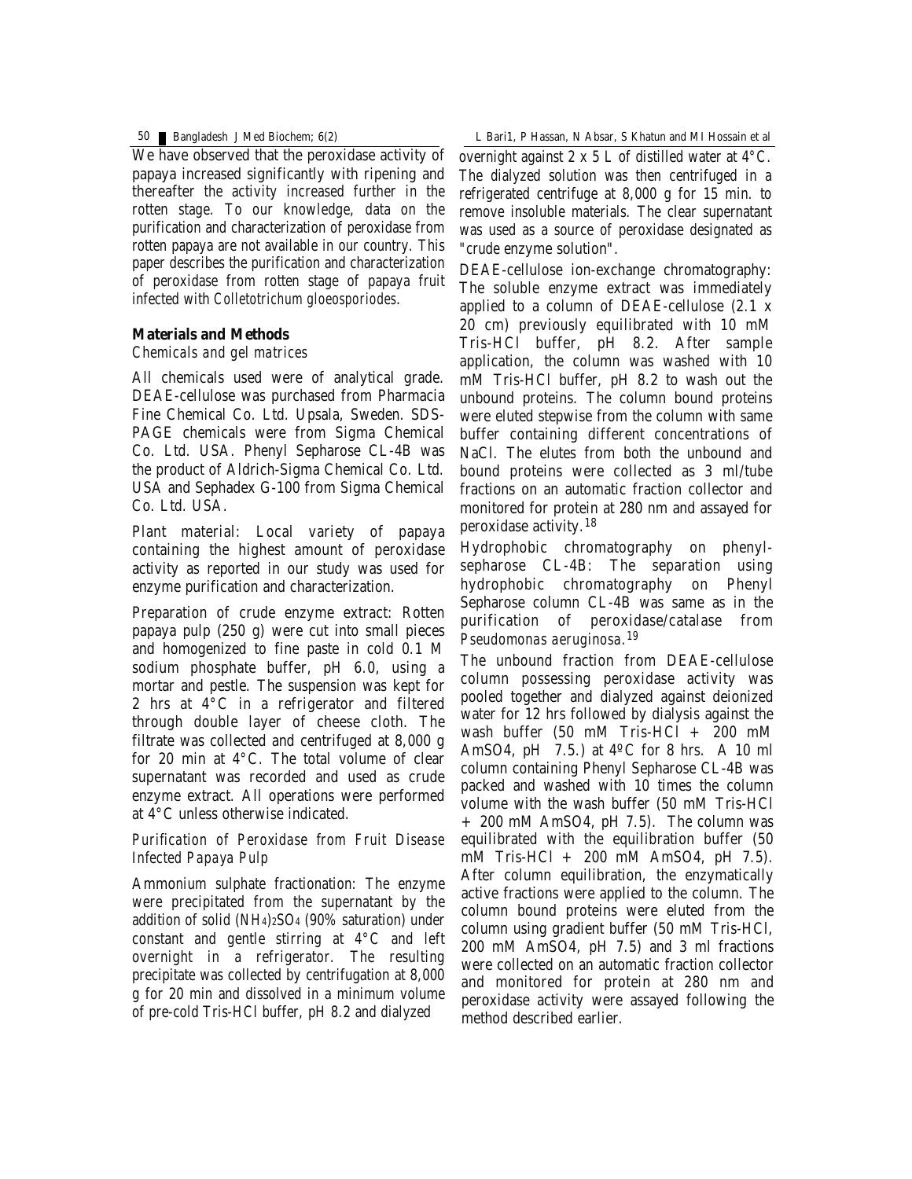We have observed that the peroxidase activity of papaya increased significantly with ripening and thereafter the activity increased further in the rotten stage. To our knowledge, data on the purification and characterization of peroxidase from rotten papaya are not available in our country. This paper describes the purification and characterization of peroxidase from rotten stage of papaya fruit infected with *Colletotrichum gloeosporiodes*.

## Materials and Methods

*Chemicals and gel matrices*

All chemicals used were of analytical grade. DEAE-cellulose was purchased from Pharmacia Fine Chemical Co. Ltd. Upsala, Sweden. SDS-PAGE chemicals were from Sigma Chemical Co. Ltd. USA. Phenyl Sepharose CL-4B was the product of Aldrich-Sigma Chemical Co. Ltd. USA and Sephadex G-100 from Sigma Chemical Co. Ltd. USA.

Plant material: Local variety of papaya containing the highest amount of peroxidase activity as reported in our study was used for enzyme purification and characterization.

Preparation of crude enzyme extract: Rotten papaya pulp (250 g) were cut into small pieces and homogenized to fine paste in cold 0.1 M sodium phosphate buffer, pH 6.0, using a mortar and pestle. The suspension was kept for 2 hrs at 4°C in a refrigerator and filtered through double layer of cheese cloth. The filtrate was collected and centrifuged at 8,000 g for 20 min at 4°C. The total volume of clear supernatant was recorded and used as crude enzyme extract. All operations were performed at 4°C unless otherwise indicated.

*Purification of Peroxidase from Fruit Disease Infected Papaya Pulp*

Ammonium sulphate fractionation: The enzyme were precipitated from the supernatant by the addition of solid $(NH_4)_2SO_4$ (90% saturation) under constant and gentle stirring at 4°C and left overnight in a refrigerator. The resulting precipitate was collected by centrifugation at 8,000 g for 20 min and dissolved in a minimum volume of pre-cold Tris-HCl buffer, pH 8.2 and dialyzed overnight against 2 x 5 L of distilled water at 4°C. The dialyzed solution was then centrifuged in a refrigerated centrifuge at 8,000 g for 15 min. to remove insoluble materials. The clear supernatant was used as a source of peroxidase designated as "crude enzyme solution".

DEAE-cellulose ion-exchange chromatography: The soluble enzyme extract was immediately applied to a column of DEAE-cellulose (2.1 x 20 cm) previously equilibrated with 10 mM Tris-HCl buffer, pH 8.2. After sample application, the column was washed with 10 mM Tris-HCl buffer, pH 8.2 to wash out the unbound proteins. The column bound proteins were eluted stepwise from the column with same buffer containing different concentrations of NaCl. The elutes from both the unbound and bound proteins were collected as 3 ml/tube fractions on an automatic fraction collector and monitored for protein at 280 nm and assayed for peroxidase activity.[18]

Hydrophobic chromatography on phenyl-sepharose CL-4B: The separation using hydrophobic chromatography on Phenyl Sepharose column CL-4B was same as in the purification of peroxidase/catalase from *Pseudomonas aeruginosa*.[19]

The unbound fraction from DEAE-cellulose column possessing peroxidase activity was pooled together and dialyzed against deionized water for 12 hrs followed by dialysis against the wash buffer (50 mM Tris-HCl + 200 mM AmSO4, pH 7.5.) at 4ºC for 8 hrs. A 10 ml column containing Phenyl Sepharose CL-4B was packed and washed with 10 times the column volume with the wash buffer (50 mM Tris-HCl + 200 mM AmSO4, pH 7.5). The column was equilibrated with the equilibration buffer (50 mM Tris-HCl + 200 mM AmSO4, pH 7.5). After column equilibration, the enzymatically active fractions were applied to the column. The column bound proteins were eluted from the column using gradient buffer (50 mM Tris-HCl, 200 mM AmSO4, pH 7.5) and 3 ml fractions were collected on an automatic fraction collector and monitored for protein at 280 nm and peroxidase activity were assayed following the method described earlier.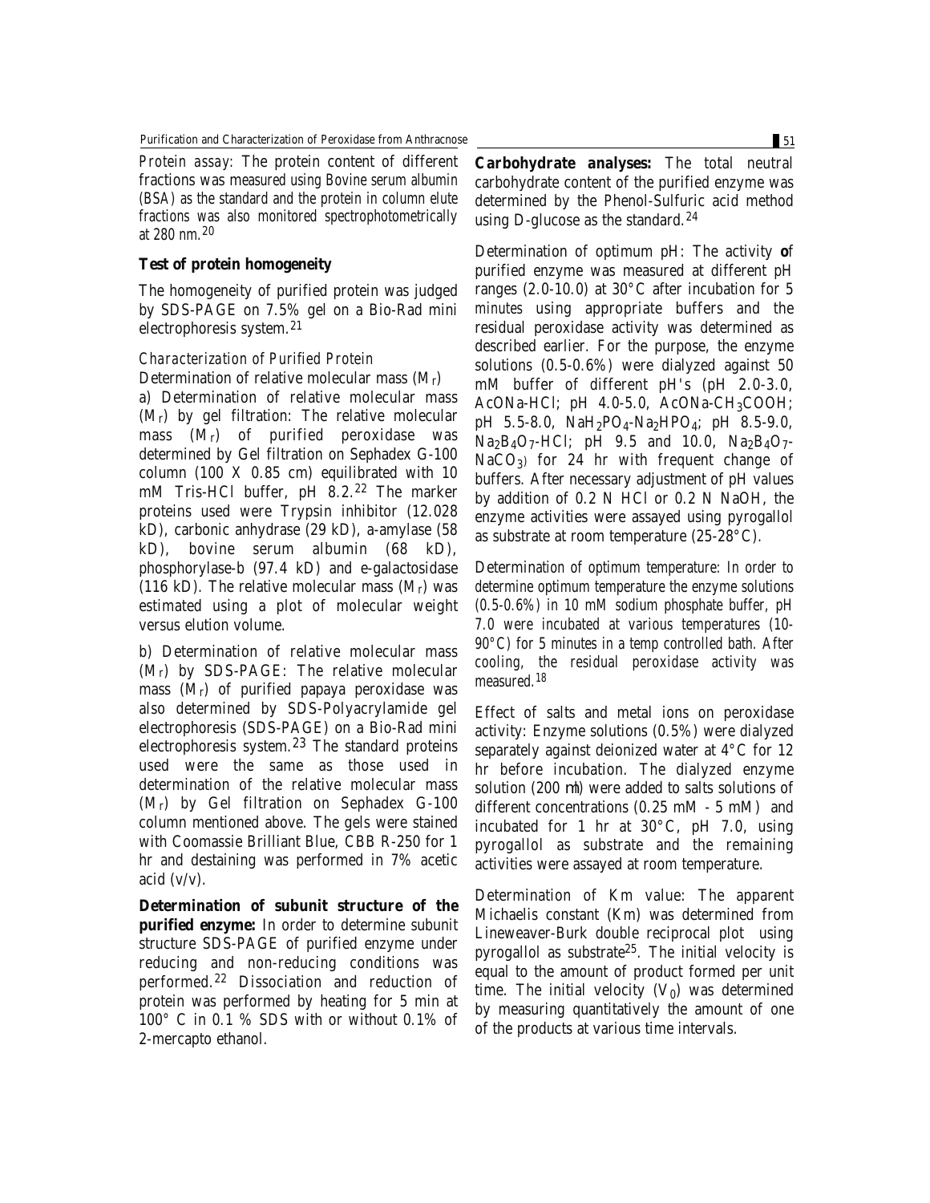*Protein assay*: The protein content of different fractions was measured using Bovine serum albumin (BSA) as the standard and the protein in column elute fractions was also monitored spectrophotometrically at 280 nm.[20]

**Test of protein homogeneity**

The homogeneity of purified protein was judged by SDS-PAGE on 7.5% gel on a Bio-Rad mini electrophoresis system.[21]

*Characterization of Purified Protein*

Determination of relative molecular mass ($M_r$)

a) Determination of relative molecular mass ($M_r$) by gel filtration: The relative molecular mass ($M_r$) of purified peroxidase was determined by Gel filtration on Sephadex G-100 column (100 X 0.85 cm) equilibrated with 10 mM Tris-HCl buffer, pH 8.2.[22] The marker proteins used were Trypsin inhibitor (12.028 kD), carbonic anhydrase (29 kD), a-amylase (58 kD), bovine serum albumin (68 kD), phosphorylase-b (97.4 kD) and e-galactosidase (116 kD). The relative molecular mass ($M_r$) was estimated using a plot of molecular weight versus elution volume.

b) Determination of relative molecular mass ($M_r$) by SDS-PAGE: The relative molecular mass ($M_r$) of purified papaya peroxidase was also determined by SDS-Polyacrylamide gel electrophoresis (SDS-PAGE) on a Bio-Rad mini electrophoresis system.[23] The standard proteins used were the same as those used in determination of the relative molecular mass ($M_r$) by Gel filtration on Sephadex G-100 column mentioned above. The gels were stained with Coomassie Brilliant Blue, CBB R-250 for 1 hr and destaining was performed in 7% acetic acid (v/v).

**Determination of subunit structure of the purified enzyme:** In order to determine subunit structure SDS-PAGE of purified enzyme under reducing and non-reducing conditions was performed.[22] Dissociation and reduction of protein was performed by heating for 5 min at 100° C in 0.1 % SDS with or without 0.1% of 2-mercapto ethanol.

**Carbohydrate analyses:** The total neutral carbohydrate content of the purified enzyme was determined by the Phenol-Sulfuric acid method using D-glucose as the standard.[24]

Determination of optimum pH: The activity **o**f purified enzyme was measured at different pH ranges (2.0-10.0) at 30°C after incubation for 5 minutes using appropriate buffers and the residual peroxidase activity was determined as described earlier. For the purpose, the enzyme solutions (0.5-0.6%) were dialyzed against 50 mM buffer of different pH's (pH 2.0-3.0, AcONa-HCl; pH 4.0-5.0, AcONa-$CH_3COOH$; pH 5.5-8.0, $NaH_2PO_4$-$Na_2HPO_4$; pH 8.5-9.0, $Na_2B_4O_7$-HCl; pH 9.5 and 10.0, $Na_2B_4O_7$-$NaCO_3$) for 24 hr with frequent change of buffers. After necessary adjustment of pH values by addition of 0.2 N HCl or 0.2 N NaOH, the enzyme activities were assayed using pyrogallol as substrate at room temperature (25-28°C).

*Determination of optimum temperature*: In order to determine optimum temperature the enzyme solutions (0.5-0.6%) in 10 mM sodium phosphate buffer, pH 7.0 were incubated at various temperatures (10-90°C) for 5 minutes in a temp controlled bath. After cooling, the residual peroxidase activity was measured.[18]

Effect of salts and metal ions on peroxidase activity: Enzyme solutions (0.5%) were dialyzed separately against deionized water at 4°C for 12 hr before incubation. The dialyzed enzyme solution (200 ml) were added to salts solutions of different concentrations (0.25 mM - 5 mM) and incubated for 1 hr at 30°C, pH 7.0, using pyrogallol as substrate and the remaining activities were assayed at room temperature.

Determination of Km value: The apparent Michaelis constant (Km) was determined from Lineweaver-Burk double reciprocal plot using pyrogallol as substrate[25]. The initial velocity is equal to the amount of product formed per unit time. The initial velocity ($V_0$) was determined by measuring quantitatively the amount of one of the products at various time intervals.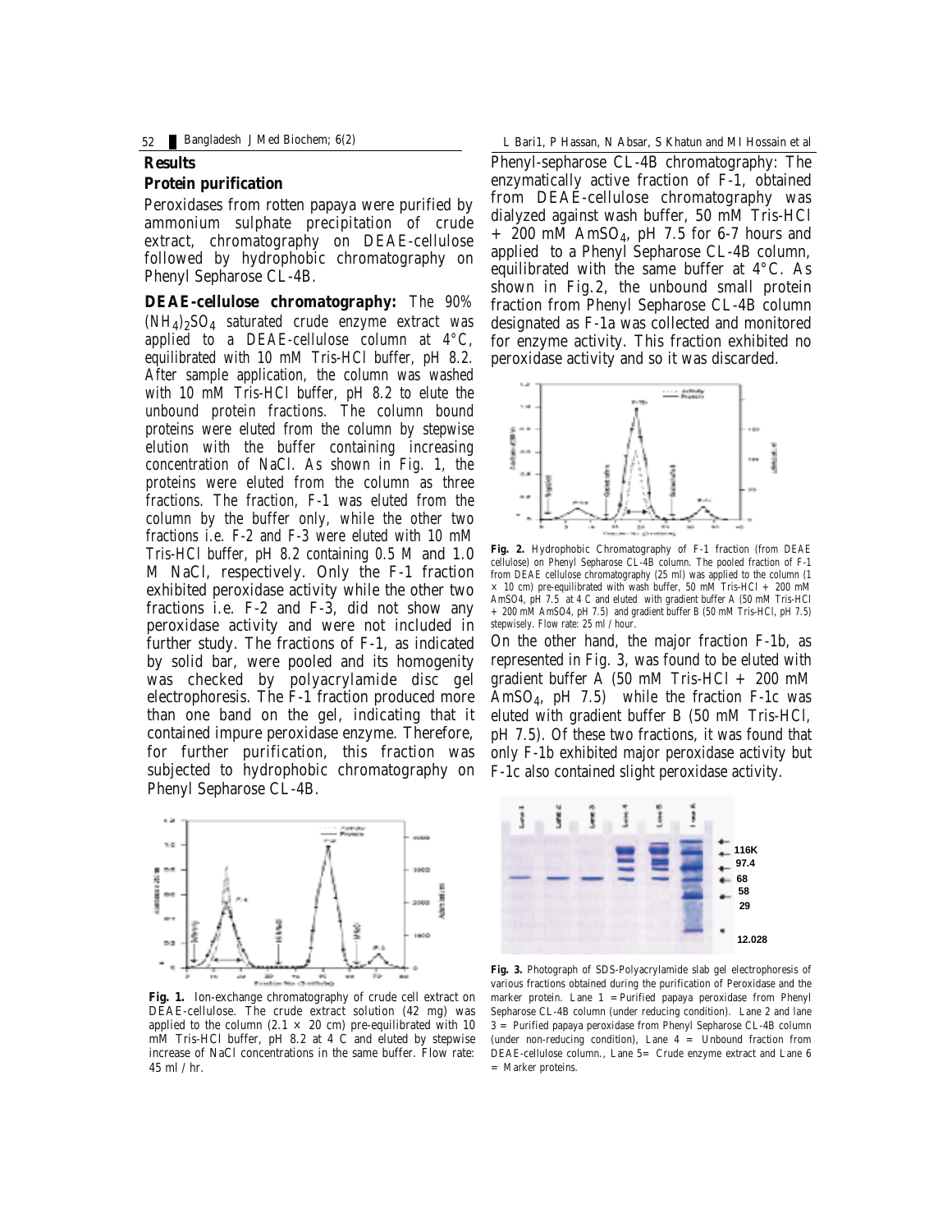## Results

### Protein purification

Peroxidases from rotten papaya were purified by ammonium sulphate precipitation of crude extract, chromatography on DEAE-cellulose followed by hydrophobic chromatography on Phenyl Sepharose CL-4B.

**DEAE-cellulose chromatography:** The 90% $(NH_4)_2SO_4$ saturated crude enzyme extract was applied to a DEAE-cellulose column at 4°C, equilibrated with 10 mM Tris-HCl buffer, pH 8.2. After sample application, the column was washed with 10 mM Tris-HCl buffer, pH 8.2 to elute the unbound protein fractions. The column bound proteins were eluted from the column by stepwise elution with the buffer containing increasing concentration of NaCl. As shown in Fig. 1, the proteins were eluted from the column as three fractions. The fraction, F-1 was eluted from the column by the buffer only, while the other two fractions i.e. F-2 and F-3 were eluted with 10 mM Tris-HCl buffer, pH 8.2 containing 0.5 M and 1.0 M NaCl, respectively. Only the F-1 fraction exhibited peroxidase activity while the other two fractions i.e. F-2 and F-3, did not show any peroxidase activity and were not included in further study. The fractions of F-1, as indicated by solid bar, were pooled and its homogenity was checked by polyacrylamide disc gel electrophoresis. The F-1 fraction produced more than one band on the gel, indicating that it contained impure peroxidase enzyme. Therefore, for further purification, this fraction was subjected to hydrophobic chromatography on Phenyl Sepharose CL-4B.

**Fig. 1.** Ion-exchange chromatography of crude cell extract on DEAE-cellulose. The crude extract solution (42 mg) was applied to the column (2.1 × 20 cm) pre-equilibrated with 10 mM Tris-HCl buffer, pH 8.2 at 4 C and eluted by stepwise increase of NaCl concentrations in the same buffer. Flow rate: 45 ml / hr.

Phenyl-sepharose CL-4B chromatography: The enzymatically active fraction of F-1, obtained from DEAE-cellulose chromatography was dialyzed against wash buffer, 50 mM Tris-HCl + 200 mM $AmSO_4$, pH 7.5 for 6-7 hours and applied to a Phenyl Sepharose CL-4B column, equilibrated with the same buffer at 4°C. As shown in Fig.2, the unbound small protein fraction from Phenyl Sepharose CL-4B column designated as F-1a was collected and monitored for enzyme activity. This fraction exhibited no peroxidase activity and so it was discarded.

**Fig. 2.** Hydrophobic Chromatography of F-1 fraction (from DEAE cellulose) on Phenyl Sepharose CL-4B column. The pooled fraction of F-1 from DEAE cellulose chromatography (25 ml) was applied to the column (1 × 10 cm) pre-equilibrated with wash buffer, 50 mM Tris-HCl + 200 mM AmSO4, pH 7.5 at 4 C and eluted with gradient buffer A (50 mM Tris-HCl + 200 mM AmSO4, pH 7.5) and gradient buffer B (50 mM Tris-HCl, pH 7.5) stepwisely. Flow rate: 25 ml / hour.

On the other hand, the major fraction F-1b, as represented in Fig. 3, was found to be eluted with gradient buffer A (50 mM Tris-HCl + 200 mM $AmSO_4$, pH 7.5) while the fraction F-1c was eluted with gradient buffer B (50 mM Tris-HCl, pH 7.5). Of these two fractions, it was found that only F-1b exhibited major peroxidase activity but F-1c also contained slight peroxidase activity.

**Fig. 3.** Photograph of SDS-Polyacrylamide slab gel electrophoresis of various fractions obtained during the purification of Peroxidase and the marker protein. Lane 1 = Purified papaya peroxidase from Phenyl Sepharose CL-4B column (under reducing condition). Lane 2 and lane 3 = Purified papaya peroxidase from Phenyl Sepharose CL-4B column (under non-reducing condition), Lane 4 = Unbound fraction from DEAE-cellulose column., Lane 5= Crude enzyme extract and Lane 6 = Marker proteins.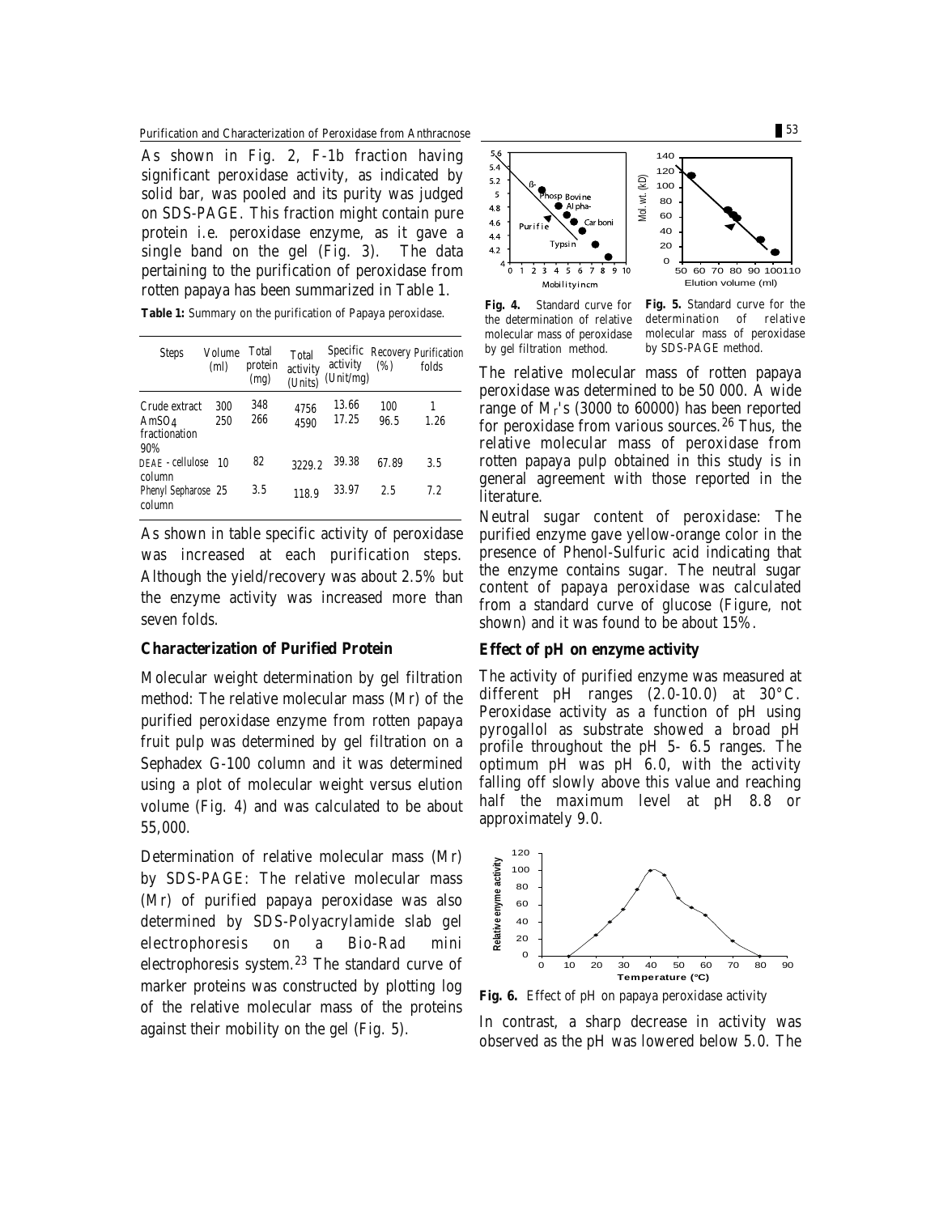As shown in Fig. 2, F-1b fraction having significant peroxidase activity, as indicated by solid bar, was pooled and its purity was judged on SDS-PAGE. This fraction might contain pure protein i.e. peroxidase enzyme, as it gave a single band on the gel (Fig. 3). The data pertaining to the purification of peroxidase from rotten papaya has been summarized in Table 1.

**Table 1:** Summary on the purification of Papaya peroxidase.

| Steps | Volume (ml) | Total protein (mg) | Total activity (Units) | Specific activity (Unit/mg) | Recovery (%) | Purification folds |
|---|---|---|---|---|---|---|
| Crude extract | 300 | 348 | 4756 | 13.66 | 100 | 1 |
| $AmSO_4$ fractionation 90% | 250 | 266 | 4590 | 17.25 | 96.5 | 1.26 |
| DEAE - cellulose column | 10 | 82 | 3229.2 | 39.38 | 67.89 | 3.5 |
| Phenyl Sepharose column | 25 | 3.5 | 118.9 | 33.97 | 2.5 | 7.2 |

As shown in table specific activity of peroxidase was increased at each purification steps. Although the yield/recovery was about 2.5% but the enzyme activity was increased more than seven folds.

### Characterization of Purified Protein

Molecular weight determination by gel filtration method: The relative molecular mass (Mr) of the purified peroxidase enzyme from rotten papaya fruit pulp was determined by gel filtration on a Sephadex G-100 column and it was determined using a plot of molecular weight versus elution volume (Fig. 4) and was calculated to be about 55,000.

Determination of relative molecular mass (Mr) by SDS-PAGE: The relative molecular mass (Mr) of purified papaya peroxidase was also determined by SDS-Polyacrylamide slab gel electrophoresis on a Bio-Rad mini electrophoresis system.[23] The standard curve of marker proteins was constructed by plotting log of the relative molecular mass of the proteins against their mobility on the gel (Fig. 5).

**Fig. 4.** Standard curve for the determination of relative molecular mass of peroxidase by gel filtration method.

**Fig. 5.** Standard curve for the determination of relative molecular mass of peroxidase by SDS-PAGE method.

The relative molecular mass of rotten papaya peroxidase was determined to be 50 000. A wide range of $M_r$'s (3000 to 60000) has been reported for peroxidase from various sources.[26] Thus, the relative molecular mass of peroxidase from rotten papaya pulp obtained in this study is in general agreement with those reported in the literature.

Neutral sugar content of peroxidase: The purified enzyme gave yellow-orange color in the presence of Phenol-Sulfuric acid indicating that the enzyme contains sugar. The neutral sugar content of papaya peroxidase was calculated from a standard curve of glucose (Figure, not shown) and it was found to be about 15%.

### Effect of pH on enzyme activity

The activity of purified enzyme was measured at different pH ranges (2.0-10.0) at 30°C. Peroxidase activity as a function of pH using pyrogallol as substrate showed a broad pH profile throughout the pH 5- 6.5 ranges. The optimum pH was pH 6.0, with the activity falling off slowly above this value and reaching half the maximum level at pH 8.8 or approximately 9.0.

**Fig. 6.** Effect of pH on papaya peroxidase activity

In contrast, a sharp decrease in activity was observed as the pH was lowered below 5.0. The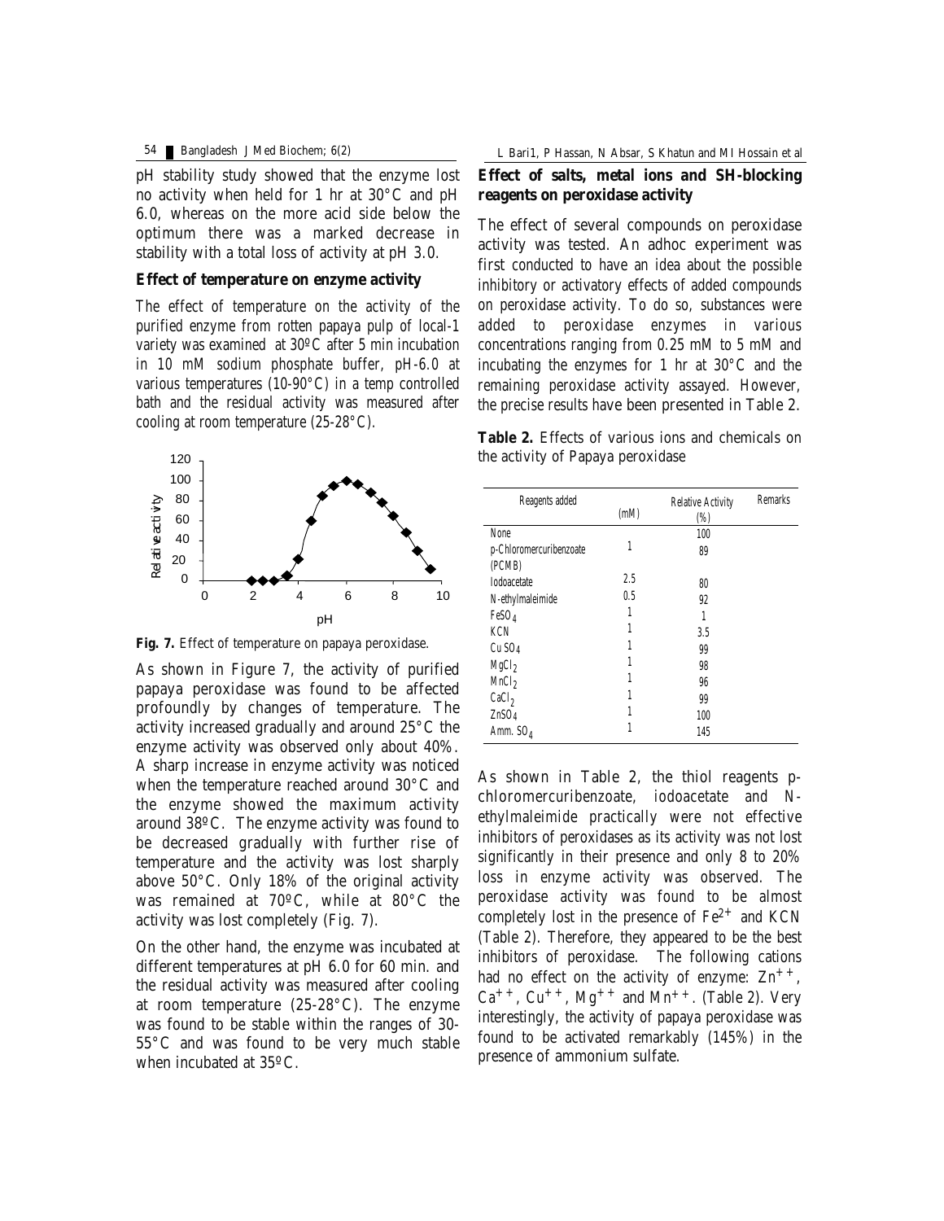pH stability study showed that the enzyme lost no activity when held for 1 hr at 30°C and pH 6.0, whereas on the more acid side below the optimum there was a marked decrease in stability with a total loss of activity at pH 3.0.

### Effect of temperature on enzyme activity

The effect of temperature on the activity of the purified enzyme from rotten papaya pulp of local-1 variety was examined at 30ºC after 5 min incubation in 10 mM sodium phosphate buffer, pH-6.0 at various temperatures (10-90°C) in a temp controlled bath and the residual activity was measured after cooling at room temperature (25-28°C).

**Fig. 7.** Effect of temperature on papaya peroxidase.

As shown in Figure 7, the activity of purified papaya peroxidase was found to be affected profoundly by changes of temperature. The activity increased gradually and around 25°C the enzyme activity was observed only about 40%. A sharp increase in enzyme activity was noticed when the temperature reached around 30°C and the enzyme showed the maximum activity around 38ºC. The enzyme activity was found to be decreased gradually with further rise of temperature and the activity was lost sharply above 50°C. Only 18% of the original activity was remained at 70ºC, while at 80°C the activity was lost completely (Fig. 7).

On the other hand, the enzyme was incubated at different temperatures at pH 6.0 for 60 min. and the residual activity was measured after cooling at room temperature (25-28°C). The enzyme was found to be stable within the ranges of 30-55°C and was found to be very much stable when incubated at 35ºC.

### Effect of salts, metal ions and SH-blocking reagents on peroxidase activity

The effect of several compounds on peroxidase activity was tested. An adhoc experiment was first conducted to have an idea about the possible inhibitory or activatory effects of added compounds on peroxidase activity. To do so, substances were added to peroxidase enzymes in various concentrations ranging from 0.25 mM to 5 mM and incubating the enzymes for 1 hr at 30°C and the remaining peroxidase activity assayed. However, the precise results have been presented in Table 2.

**Table 2.** Effects of various ions and chemicals on the activity of Papaya peroxidase

| Reagents added | (mM) | Relative Activity (%) | Remarks |
|---|---|---|---|
| None | | 100 | |
| p-Chloromercuribenzoate (PCMB) | 1 | 89 | |
| Iodoacetate | 2.5 | 80 | |
| N-ethylmaleimide | 0.5 | 92 | |
| $FeSO_4$ | 1 | 1 | |
| KCN | 1 | 3.5 | |
| $CuSO_4$ | 1 | 99 | |
| $MgCl_2$ | 1 | 98 | |
| $MnCl_2$ | 1 | 96 | |
| $CaCl_2$ | 1 | 99 | |
| $ZnSO_4$ | 1 | 100 | |
| Amm. $SO_4$ | 1 | 145 | |

As shown in Table 2, the thiol reagents p-chloromercuribenzoate, iodoacetate and N-ethylmaleimide practically were not effective inhibitors of peroxidases as its activity was not lost significantly in their presence and only 8 to 20% loss in enzyme activity was observed. The peroxidase activity was found to be almost completely lost in the presence of $Fe^{2+}$ and KCN (Table 2). Therefore, they appeared to be the best inhibitors of peroxidase. The following cations had no effect on the activity of enzyme: $Zn^{++}$, $Ca^{++}$, $Cu^{++}$, $Mg^{++}$ and $Mn^{++}$. (Table 2). Very interestingly, the activity of papaya peroxidase was found to be activated remarkably (145%) in the presence of ammonium sulfate.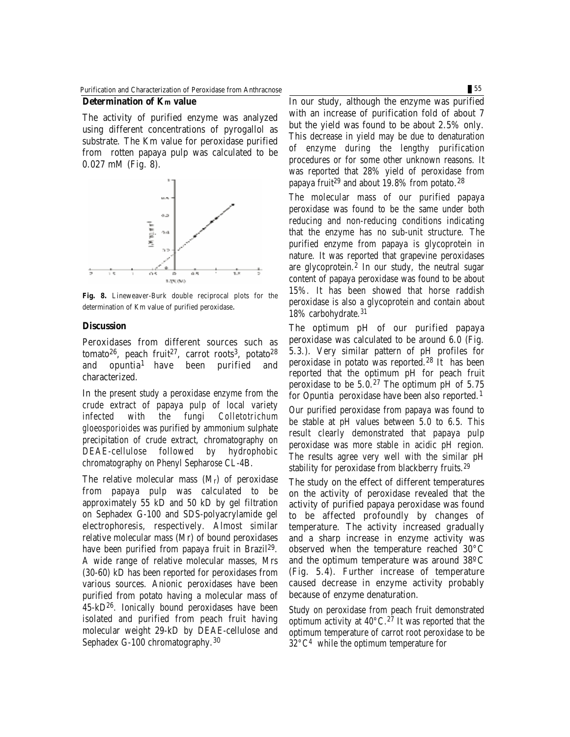### Determination of $K_m$ value

The activity of purified enzyme was analyzed using different concentrations of pyrogallol as substrate. The Km value for peroxidase purified from rotten papaya pulp was calculated to be 0.027 mM (Fig. 8).

**Fig. 8.** Lineweaver-Burk double reciprocal plots for the determination of Km value of purified peroxidase.

### Discussion

Peroxidases from different sources such as tomato[26], peach fruit[27], carrot roots[3], potato[28] and opuntia[1] have been purified and characterized.

In the present study a peroxidase enzyme from the crude extract of papaya pulp of local variety infected with the fungi *Colletotrichum gloeosporioides* was purified by ammonium sulphate precipitation of crude extract, chromatography on DEAE-cellulose followed by hydrophobic chromatography on Phenyl Sepharose CL-4B.

The relative molecular mass ($M_r$) of peroxidase from papaya pulp was calculated to be approximately 55 kD and 50 kD by gel filtration on Sephadex G-100 and SDS-polyacrylamide gel electrophoresis, respectively. Almost similar relative molecular mass (Mr) of bound peroxidases have been purified from papaya fruit in Brazil[29]. A wide range of relative molecular masses, Mrs (30-60) kD has been reported for peroxidases from various sources. Anionic peroxidases have been purified from potato having a molecular mass of 45-kD[26]. Ionically bound peroxidases have been isolated and purified from peach fruit having molecular weight 29-kD by DEAE-cellulose and Sephadex G-100 chromatography.[30]

In our study, although the enzyme was purified with an increase of purification fold of about 7 but the yield was found to be about 2.5% only. This decrease in yield may be due to denaturation of enzyme during the lengthy purification procedures or for some other unknown reasons. It was reported that 28% yield of peroxidase from papaya fruit[29] and about 19.8% from potato.[28]

The molecular mass of our purified papaya peroxidase was found to be the same under both reducing and non-reducing conditions indicating that the enzyme has no sub-unit structure. The purified enzyme from papaya is glycoprotein in nature. It was reported that grapevine peroxidases are glycoprotein.[2] In our study, the neutral sugar content of papaya peroxidase was found to be about 15%. It has been showed that horse raddish peroxidase is also a glycoprotein and contain about 18% carbohydrate.[31]

The optimum pH of our purified papaya peroxidase was calculated to be around 6.0 (Fig. 5.3.). Very similar pattern of pH profiles for peroxidase in potato was reported.[28] It has been reported that the optimum pH for peach fruit peroxidase to be 5.0.[27] The optimum pH of 5.75 for Opuntia peroxidase have been also reported.[1]

Our purified peroxidase from papaya was found to be stable at pH values between 5.0 to 6.5. This result clearly demonstrated that papaya pulp peroxidase was more stable in acidic pH region. The results agree very well with the similar pH stability for peroxidase from blackberry fruits.[29]

The study on the effect of different temperatures on the activity of peroxidase revealed that the activity of purified papaya peroxidase was found to be affected profoundly by changes of temperature. The activity increased gradually and a sharp increase in enzyme activity was observed when the temperature reached 30°C and the optimum temperature was around 38ºC (Fig. 5.4). Further increase of temperature caused decrease in enzyme activity probably because of enzyme denaturation.

Study on peroxidase from peach fruit demonstrated optimum activity at 40°C.[27] It was reported that the optimum temperature of carrot root peroxidase to be 32°C[4] while the optimum temperature for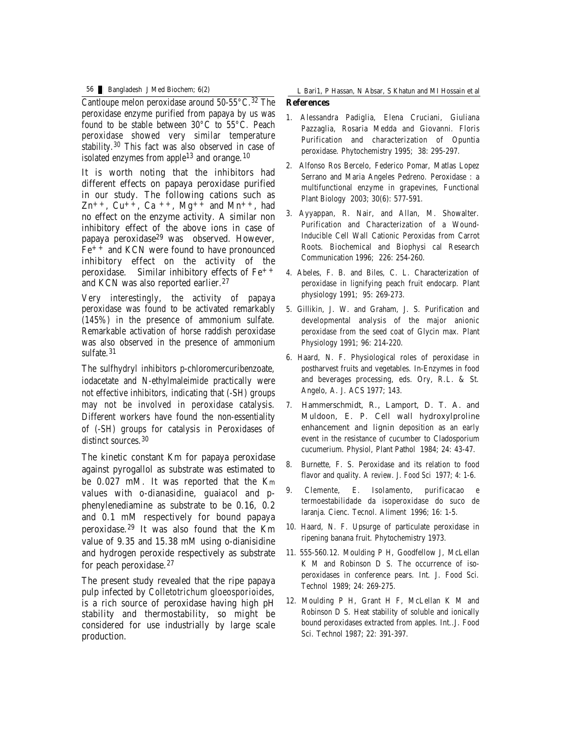Cantloupe melon peroxidase around 50-55°C.[32] The peroxidase enzyme purified from papaya by us was found to be stable between 30°C to 55°C. Peach peroxidase showed very similar temperature stability.[30] This fact was also observed in case of isolated enzymes from apple[13] and orange.[10]

It is worth noting that the inhibitors had different effects on papaya peroxidase purified in our study. The following cations such as $Zn^{++}$, $Cu^{++}$, $Ca^{++}$, $Mg^{++}$ and $Mn^{++}$, had no effect on the enzyme activity. A similar non inhibitory effect of the above ions in case of papaya peroxidase[29] was observed. However, $Fe^{++}$ and KCN were found to have pronounced inhibitory effect on the activity of the peroxidase. Similar inhibitory effects of $Fe^{++}$ and KCN was also reported earlier.[27]

Very interestingly, the activity of papaya peroxidase was found to be activated remarkably (145%) in the presence of ammonium sulfate. Remarkable activation of horse raddish peroxidase was also observed in the presence of ammonium sulfate.[31]

The sulfhydryl inhibitors p-chloromercuribenzoate, iodacetate and N-ethylmaleimide practically were not effective inhibitors, indicating that (-SH) groups may not be involved in peroxidase catalysis. Different workers have found the non-essentiality of (-SH) groups for catalysis in Peroxidases of distinct sources.[30]

The kinetic constant Km for papaya peroxidase against pyrogallol as substrate was estimated to be 0.027 mM. It was reported that the $K_m$ values with o-dianasidine, guaiacol and p-phenylenediamine as substrate to be 0.16, 0.2 and 0.1 mM respectively for bound papaya peroxidase.[29] It was also found that the Km value of 9.35 and 15.38 mM using o-dianisidine and hydrogen peroxide respectively as substrate for peach peroxidase.[27]

The present study revealed that the ripe papaya pulp infected by *Colletotrichum gloeosporioides*, is a rich source of peroxidase having high pH stability and thermostability, so might be considered for use industrially by large scale production.

## References

1. Alessandra Padiglia, Elena Cruciani, Giuliana Pazzaglia, Rosaria Medda and Giovanni. Floris Purification and characterization of Opuntia peroxidase. Phytochemistry 1995; 38: 295-297.
2. Alfonso Ros Bercelo, Federico Pomar, Matlas Lopez Serrano and Maria Angeles Pedreno. Peroxidase : a multifunctional enzyme in grapevines, Functional Plant Biology 2003; 30(6): 577-591.
3. Ayyappan, R. Nair, and Allan, M. Showalter. Purification and Characterization of a Wound-Inducible Cell Wall Cationic Peroxidas from Carrot Roots. Biochemical and Biophysi cal Research Communication 1996; 226: 254-260.
4. Abeles, F. B. and Biles, C. L. Characterization of peroxidase in lignifying peach fruit endocarp. Plant physiology 1991; 95: 269-273.
5. Gillikin, J. W. and Graham, J. S. Purification and developmental analysis of the major anionic peroxidase from the seed coat of Glycin max. Plant Physiology 1991; 96: 214-220.
6. Haard, N. F. Physiological roles of peroxidase in postharvest fruits and vegetables. In-Enzymes in food and beverages processing, eds. Ory, R.L. & St. Angelo, A. J. ACS 1977; 143.
7. Hammerschmidt, R., Lamport, D. T. A. and Muldoon, E. P. Cell wall hydroxylproline enhancement and lignin deposition as an early event in the resistance of cucumber to Cladosporium cucumerium. Physiol, Plant Pathol 1984; 24: 43-47.
8. Burnette, F. S. Peroxidase and its relation to food flavor and quality. A review. J. Food Sci 1977; 4: 1-6.
9. Clemente, E. Isolamento, purificacao e termoestabilidade da isoperoxidase do suco de laranja. Cienc. Tecnol. Aliment 1996; 16: 1-5.
10. Haard, N. F. Upsurge of particulate peroxidase in ripening banana fruit. Phytochemistry 1973.
11. 555-560.12. Moulding P H, Goodfellow J, McLellan K M and Robinson D S. The occurrence of iso-peroxidases in conference pears. Int. J. Food Sci. Technol 1989; 24: 269-275.
12. Moulding P H, Grant H F, McLellan K M and Robinson D S. Heat stability of soluble and ionically bound peroxidases extracted from apples. Int..J. Food Sci. Technol 1987; 22: 391-397.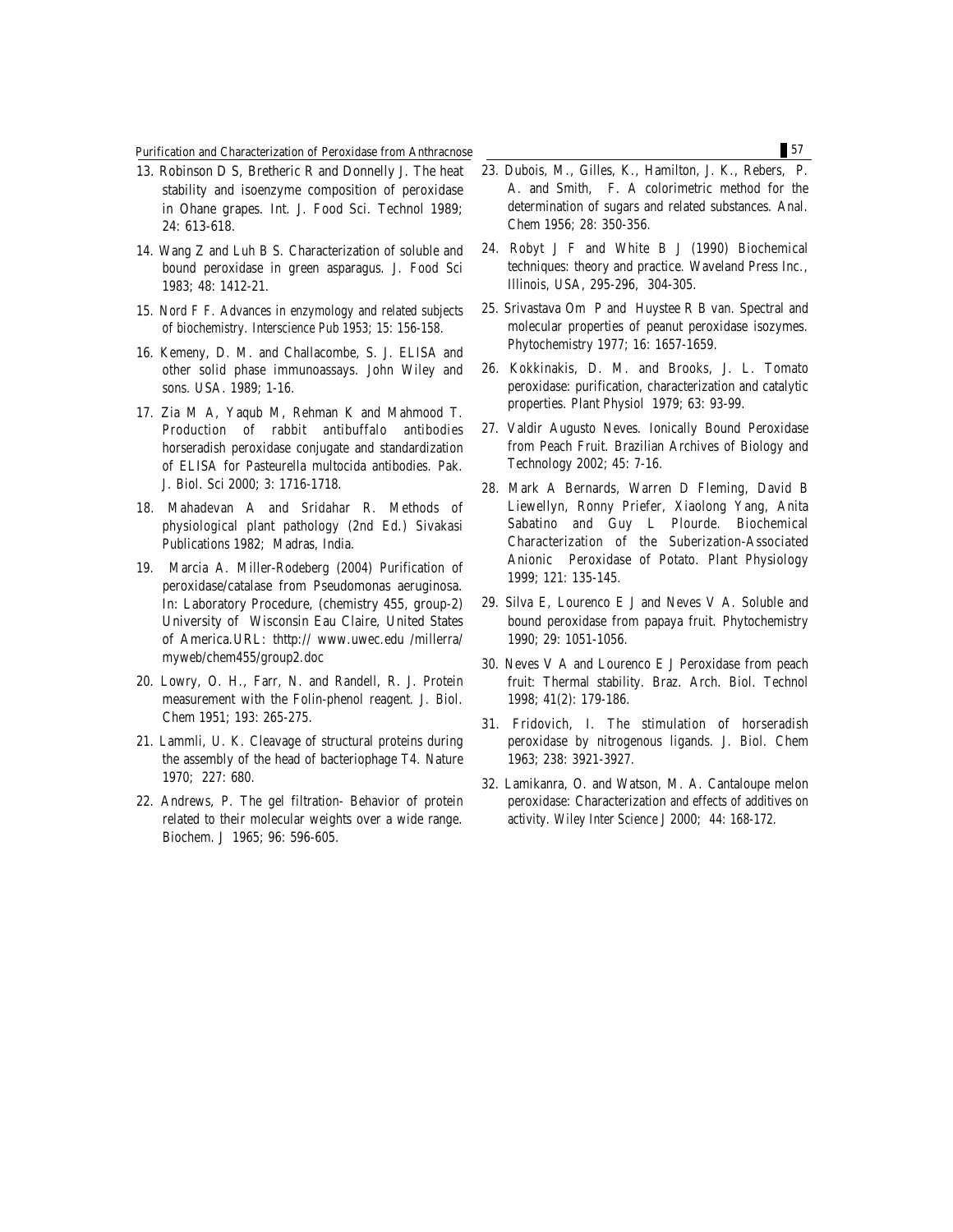13. Robinson D S, Bretheric R and Donnelly J. The heat stability and isoenzyme composition of peroxidase in Ohane grapes. Int. J. Food Sci. Technol 1989; 24: 613-618.

14. Wang Z and Luh B S. Characterization of soluble and bound peroxidase in green asparagus. J. Food Sci 1983; 48: 1412-21.

15. Nord F F. Advances in enzymology and related subjects of biochemistry. Interscience Pub 1953; 15: 156-158.

16. Kemeny, D. M. and Challacombe, S. J. ELISA and other solid phase immunoassays. John Wiley and sons. USA. 1989; 1-16.

17. Zia M A, Yaqub M, Rehman K and Mahmood T. Production of rabbit antibuffalo antibodies horseradish peroxidase conjugate and standardization of ELISA for Pasteurella multocida antibodies. Pak. J. Biol. Sci 2000; 3: 1716-1718.

18. Mahadevan A and Sridahar R. Methods of physiological plant pathology (2nd Ed.) Sivakasi Publications 1982; Madras, India.

19. Marcia A. Miller-Rodeberg (2004) Purification of peroxidase/catalase from Pseudomonas aeruginosa. In: Laboratory Procedure, (chemistry 455, group-2) University of Wisconsin Eau Claire, United States of America.URL: thttp:// www.uwec.edu /millerra/ myweb/chem455/group2.doc

20. Lowry, O. H., Farr, N. and Randell, R. J. Protein measurement with the Folin-phenol reagent. J. Biol. Chem 1951; 193: 265-275.

21. Lammli, U. K. Cleavage of structural proteins during the assembly of the head of bacteriophage T4. Nature 1970; 227: 680.

22. Andrews, P. The gel filtration- Behavior of protein related to their molecular weights over a wide range. Biochem. J 1965; 96: 596-605.

23. Dubois, M., Gilles, K., Hamilton, J. K., Rebers, P. A. and Smith, F. A colorimetric method for the determination of sugars and related substances. Anal. Chem 1956; 28: 350-356.

24. Robyt J F and White B J (1990) Biochemical techniques: theory and practice. Waveland Press Inc., Illinois, USA, 295-296, 304-305.

25. Srivastava Om P and Huystee R B van. Spectral and molecular properties of peanut peroxidase isozymes. Phytochemistry 1977; 16: 1657-1659.

26. Kokkinakis, D. M. and Brooks, J. L. Tomato peroxidase: purification, characterization and catalytic properties. Plant Physiol 1979; 63: 93-99.

27. Valdir Augusto Neves. Ionically Bound Peroxidase from Peach Fruit. Brazilian Archives of Biology and Technology 2002; 45: 7-16.

28. Mark A Bernards, Warren D Fleming, David B Liewellyn, Ronny Priefer, Xiaolong Yang, Anita Sabatino and Guy L Plourde. Biochemical Characterization of the Suberization-Associated Anionic Peroxidase of Potato. Plant Physiology 1999; 121: 135-145.

29. Silva E, Lourenco E J and Neves V A. Soluble and bound peroxidase from papaya fruit. Phytochemistry 1990; 29: 1051-1056.

30. Neves V A and Lourenco E J Peroxidase from peach fruit: Thermal stability. Braz. Arch. Biol. Technol 1998; 41(2): 179-186.

31. Fridovich, I. The stimulation of horseradish peroxidase by nitrogenous ligands. J. Biol. Chem 1963; 238: 3921-3927.

32. Lamikanra, O. and Watson, M. A. Cantaloupe melon peroxidase: Characterization and effects of additives on activity. Wiley Inter Science J 2000; 44: 168-172.